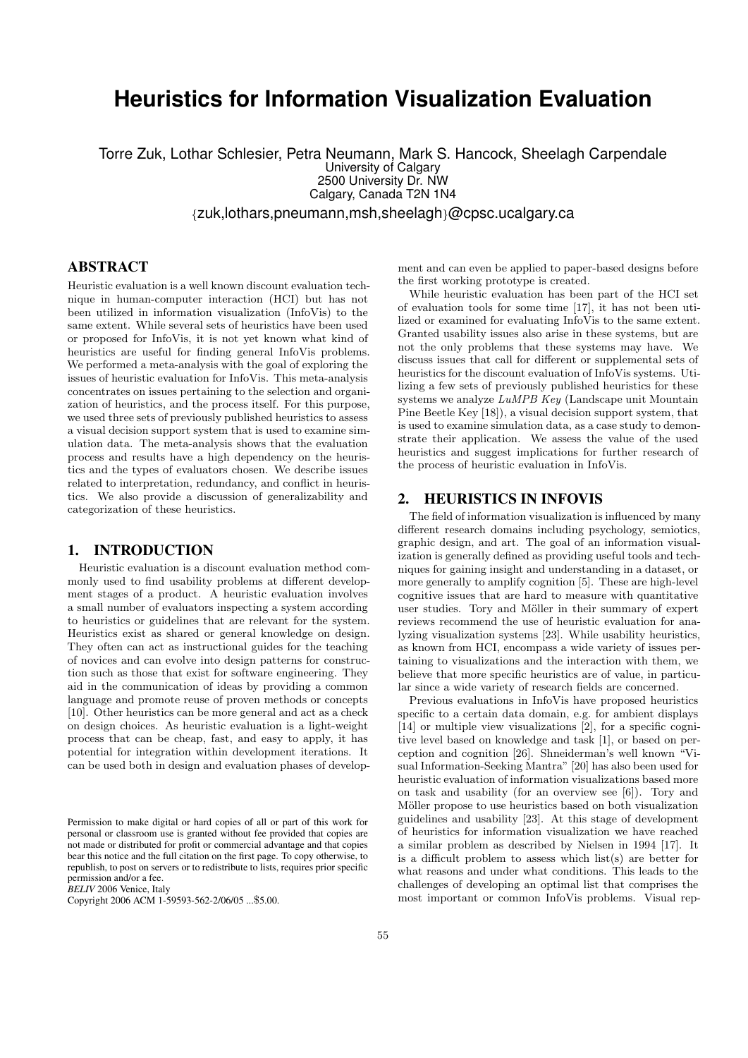# Heuristics for Information Visualization Evaluation

Torre Zuk, Lothar Schlesier, Petra Neumann, Mark S. Hancock, Sheelagh Carpendale
University of Calgary
2500 University Dr. NW
Calgary, Canada T2N 1N4
{zuk,lothars,pneumann,msh,sheelagh}@cpsc.ucalgary.ca

## ABSTRACT

Heuristic evaluation is a well known discount evaluation technique in human-computer interaction (HCI) but has not been utilized in information visualization (InfoVis) to the same extent. While several sets of heuristics have been used or proposed for InfoVis, it is not yet known what kind of heuristics are useful for finding general InfoVis problems. We performed a meta-analysis with the goal of exploring the issues of heuristic evaluation for InfoVis. This meta-analysis concentrates on issues pertaining to the selection and organization of heuristics, and the process itself. For this purpose, we used three sets of previously published heuristics to assess a visual decision support system that is used to examine simulation data. The meta-analysis shows that the evaluation process and results have a high dependency on the heuristics and the types of evaluators chosen. We describe issues related to interpretation, redundancy, and conflict in heuristics. We also provide a discussion of generalizability and categorization of these heuristics.

## 1. INTRODUCTION

Heuristic evaluation is a discount evaluation method commonly used to find usability problems at different development stages of a product. A heuristic evaluation involves a small number of evaluators inspecting a system according to heuristics or guidelines that are relevant for the system. Heuristics exist as shared or general knowledge on design. They often can act as instructional guides for the teaching of novices and can evolve into design patterns for construction such as those that exist for software engineering. They aid in the communication of ideas by providing a common language and promote reuse of proven methods or concepts [10]. Other heuristics can be more general and act as a check on design choices. As heuristic evaluation is a light-weight process that can be cheap, fast, and easy to apply, it has potential for integration within development iterations. It can be used both in design and evaluation phases of development and can even be applied to paper-based designs before the first working prototype is created.

While heuristic evaluation has been part of the HCI set of evaluation tools for some time [17], it has not been utilized or examined for evaluating InfoVis to the same extent. Granted usability issues also arise in these systems, but are not the only problems that these systems may have. We discuss issues that call for different or supplemental sets of heuristics for the discount evaluation of InfoVis systems. Utilizing a few sets of previously published heuristics for these systems we analyze *LuMPB Key* (Landscape unit Mountain Pine Beetle Key [18]), a visual decision support system, that is used to examine simulation data, as a case study to demonstrate their application. We assess the value of the used heuristics and suggest implications for further research of the process of heuristic evaluation in InfoVis.

## 2. HEURISTICS IN INFOVIS

The field of information visualization is influenced by many different research domains including psychology, semiotics, graphic design, and art. The goal of an information visualization is generally defined as providing useful tools and techniques for gaining insight and understanding in a dataset, or more generally to amplify cognition [5]. These are high-level cognitive issues that are hard to measure with quantitative user studies. Tory and Möller in their summary of expert reviews recommend the use of heuristic evaluation for analyzing visualization systems [23]. While usability heuristics, as known from HCI, encompass a wide variety of issues pertaining to visualizations and the interaction with them, we believe that more specific heuristics are of value, in particular since a wide variety of research fields are concerned.

Previous evaluations in InfoVis have proposed heuristics specific to a certain data domain, e.g. for ambient displays [14] or multiple view visualizations [2], for a specific cognitive level based on knowledge and task [1], or based on perception and cognition [26]. Shneiderman's well known "Visual Information-Seeking Mantra" [20] has also been used for heuristic evaluation of information visualizations based more on task and usability (for an overview see [6]). Tory and Möller propose to use heuristics based on both visualization guidelines and usability [23]. At this stage of development of heuristics for information visualization we have reached a similar problem as described by Nielsen in 1994 [17]. It is a difficult problem to assess which list(s) are better for what reasons and under what conditions. This leads to the challenges of developing an optimal list that comprises the most important or common InfoVis problems. Visual rep-

Permission to make digital or hard copies of all or part of this work for personal or classroom use is granted without fee provided that copies are not made or distributed for profit or commercial advantage and that copies bear this notice and the full citation on the first page. To copy otherwise, to republish, to post on servers or to redistribute to lists, requires prior specific permission and/or a fee.
*BELIV* 2006 Venice, Italy
Copyright 2006 ACM 1-59593-562-2/06/05 ...$5.00.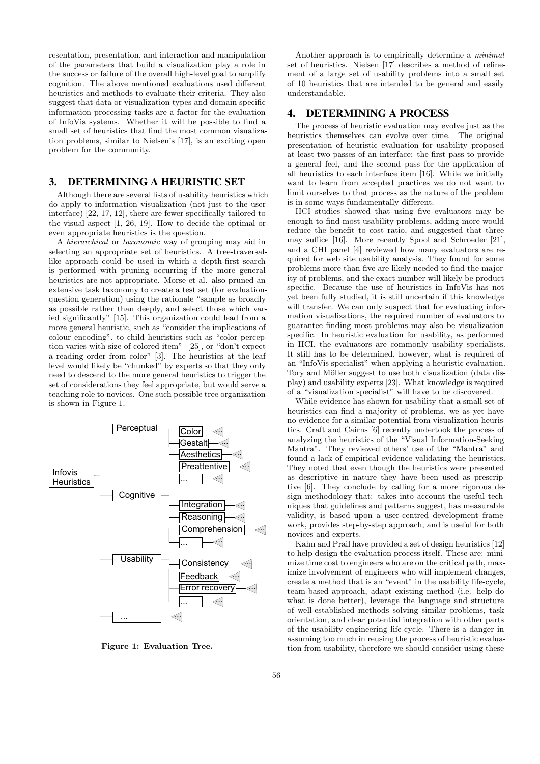resentation, presentation, and interaction and manipulation of the parameters that build a visualization play a role in the success or failure of the overall high-level goal to amplify cognition. The above mentioned evaluations used different heuristics and methods to evaluate their criteria. They also suggest that data or visualization types and domain specific information processing tasks are a factor for the evaluation of InfoVis systems. Whether it will be possible to find a small set of heuristics that find the most common visualization problems, similar to Nielsen's [17], is an exciting open problem for the community.

## 3. DETERMINING A HEURISTIC SET

Although there are several lists of usability heuristics which do apply to information visualization (not just to the user interface) [22, 17, 12], there are fewer specifically tailored to the visual aspect [1, 26, 19]. How to decide the optimal or even appropriate heuristics is the question.

A *hierarchical* or *taxonomic* way of grouping may aid in selecting an appropriate set of heuristics. A tree-traversal-like approach could be used in which a depth-first search is performed with pruning occurring if the more general heuristics are not appropriate. Morse et al. also pruned an extensive task taxonomy to create a test set (for evaluation-question generation) using the rationale "sample as broadly as possible rather than deeply, and select those which varied significantly" [15]. This organization could lead from a more general heuristic, such as "consider the implications of colour encoding", to child heuristics such as "color perception varies with size of colored item" [25], or "don't expect a reading order from color" [3]. The heuristics at the leaf level would likely be "chunked" by experts so that they only need to descend to the more general heuristics to trigger the set of considerations they feel appropriate, but would serve a teaching role to novices. One such possible tree organization is shown in Figure 1.

- Infovis Heuristics
  - Perceptual
    - Color ...
    - Gestalt ...
    - Aesthetics ...
    - Preattentive ...
    - ... ...
  - Cognitive
    - Integration ...
    - Reasoning ...
    - Comprehension ...
    - ... ...
  - Usability
    - Consistency ...
    - Feedback ...
    - Error recovery ...
    - ... ...
  - ... ...

**Figure 1: Evaluation Tree.**

Another approach is to empirically determine a *minimal* set of heuristics. Nielsen [17] describes a method of refinement of a large set of usability problems into a small set of 10 heuristics that are intended to be general and easily understandable.

## 4. DETERMINING A PROCESS

The process of heuristic evaluation may evolve just as the heuristics themselves can evolve over time. The original presentation of heuristic evaluation for usability proposed at least two passes of an interface: the first pass to provide a general feel, and the second pass for the application of all heuristics to each interface item [16]. While we initially want to learn from accepted practices we do not want to limit ourselves to that process as the nature of the problem is in some ways fundamentally different.

HCI studies showed that using five evaluators may be enough to find most usability problems, adding more would reduce the benefit to cost ratio, and suggested that three may suffice [16]. More recently Spool and Schroeder [21], and a CHI panel [4] reviewed how many evaluators are required for web site usability analysis. They found for some problems more than five are likely needed to find the majority of problems, and the exact number will likely be product specific. Because the use of heuristics in InfoVis has not yet been fully studied, it is still uncertain if this knowledge will transfer. We can only suspect that for evaluating information visualizations, the required number of evaluators to guarantee finding most problems may also be visualization specific. In heuristic evaluation for usability, as performed in HCI, the evaluators are commonly usability specialists. It still has to be determined, however, what is required of an "InfoVis specialist" when applying a heuristic evaluation. Tory and Möller suggest to use both visualization (data display) and usability experts [23]. What knowledge is required of a "visualization specialist" will have to be discovered.

While evidence has shown for usability that a small set of heuristics can find a majority of problems, we as yet have no evidence for a similar potential from visualization heuristics. Craft and Cairns [6] recently undertook the process of analyzing the heuristics of the "Visual Information-Seeking Mantra". They reviewed others' use of the "Mantra" and found a lack of empirical evidence validating the heuristics. They noted that even though the heuristics were presented as descriptive in nature they have been used as prescriptive [6]. They conclude by calling for a more rigorous design methodology that: takes into account the useful techniques that guidelines and patterns suggest, has measurable validity, is based upon a user-centred development framework, provides step-by-step approach, and is useful for both novices and experts.

Kahn and Prail have provided a set of design heuristics [12] to help design the evaluation process itself. These are: minimize time cost to engineers who are on the critical path, maximize involvement of engineers who will implement changes, create a method that is an "event" in the usability life-cycle, team-based approach, adapt existing method (i.e. help do what is done better), leverage the language and structure of well-established methods solving similar problems, task orientation, and clear potential integration with other parts of the usability engineering life-cycle. There is a danger in assuming too much in reusing the process of heuristic evaluation from usability, therefore we should consider using these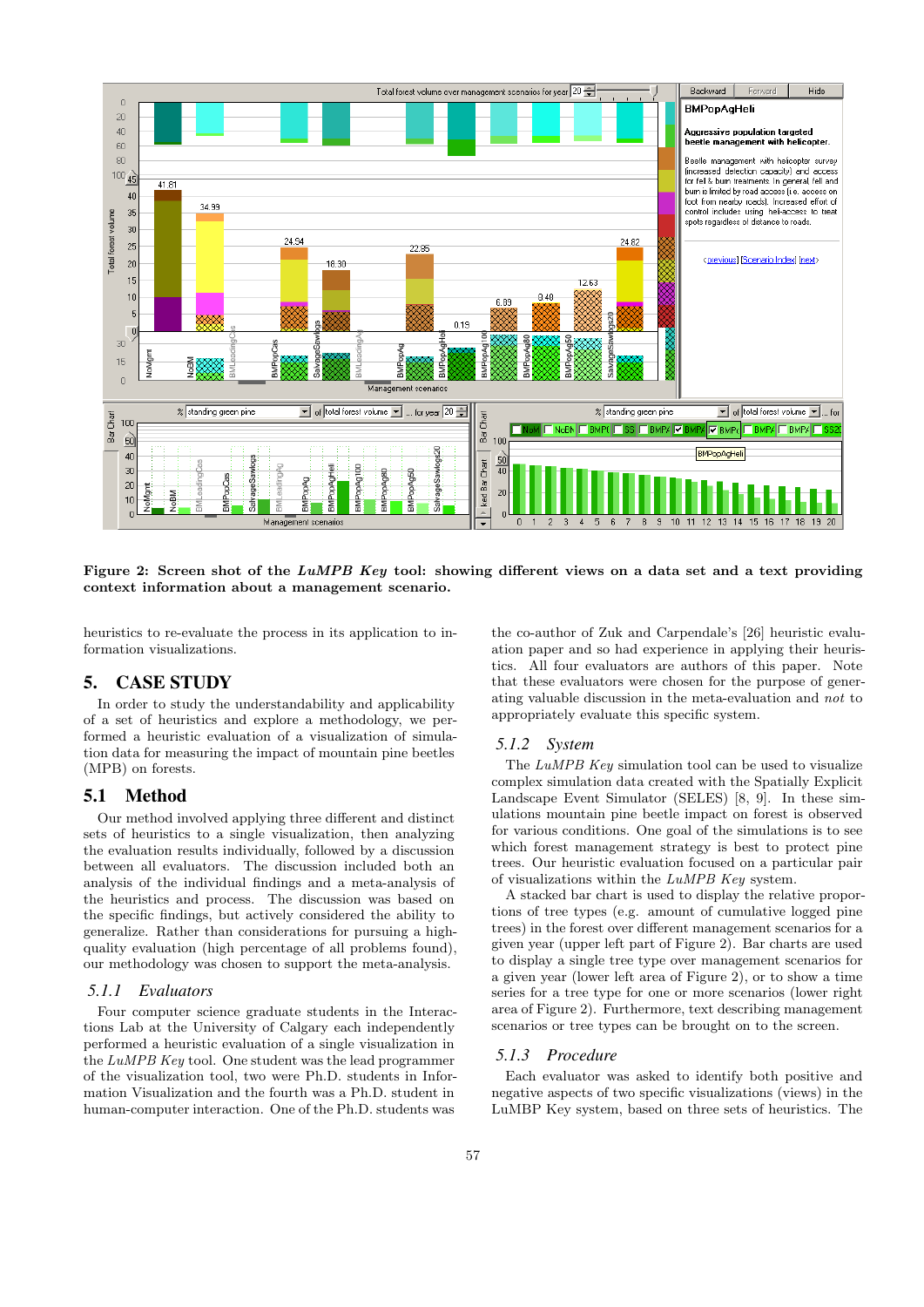**Figure 2: Screen shot of the *LuMPB Key* tool: showing different views on a data set and a text providing context information about a management scenario.**

heuristics to re-evaluate the process in its application to information visualizations.

## 5. CASE STUDY

In order to study the understandability and applicability of a set of heuristics and explore a methodology, we performed a heuristic evaluation of a visualization of simulation data for measuring the impact of mountain pine beetles (MPB) on forests.

### 5.1 Method

Our method involved applying three different and distinct sets of heuristics to a single visualization, then analyzing the evaluation results individually, followed by a discussion between all evaluators. The discussion included both an analysis of the individual findings and a meta-analysis of the heuristics and process. The discussion was based on the specific findings, but actively considered the ability to generalize. Rather than considerations for pursuing a high-quality evaluation (high percentage of all problems found), our methodology was chosen to support the meta-analysis.

#### 5.1.1 Evaluators

Four computer science graduate students in the Interactions Lab at the University of Calgary each independently performed a heuristic evaluation of a single visualization in the *LuMPB Key* tool. One student was the lead programmer of the visualization tool, two were Ph.D. students in Information Visualization and the fourth was a Ph.D. student in human-computer interaction. One of the Ph.D. students was the co-author of Zuk and Carpendale's [26] heuristic evaluation paper and so had experience in applying their heuristics. All four evaluators are authors of this paper. Note that these evaluators were chosen for the purpose of generating valuable discussion in the meta-evaluation and *not* to appropriately evaluate this specific system.

#### 5.1.2 System

The *LuMPB Key* simulation tool can be used to visualize complex simulation data created with the Spatially Explicit Landscape Event Simulator (SELES) [8, 9]. In these simulations mountain pine beetle impact on forest is observed for various conditions. One goal of the simulations is to see which forest management strategy is best to protect pine trees. Our heuristic evaluation focused on a particular pair of visualizations within the *LuMPB Key* system.

A stacked bar chart is used to display the relative proportions of tree types (e.g. amount of cumulative logged pine trees) in the forest over different management scenarios for a given year (upper left part of Figure 2). Bar charts are used to display a single tree type over management scenarios for a given year (lower left area of Figure 2), or to show a time series for a tree type for one or more scenarios (lower right area of Figure 2). Furthermore, text describing management scenarios or tree types can be brought on to the screen.

#### 5.1.3 Procedure

Each evaluator was asked to identify both positive and negative aspects of two specific visualizations (views) in the LuMBP Key system, based on three sets of heuristics. The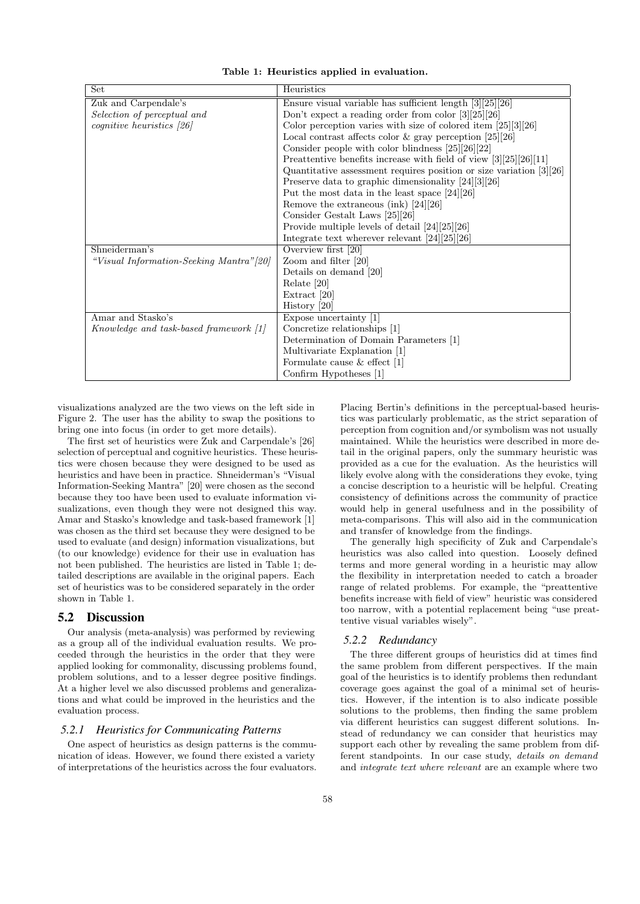**Table 1: Heuristics applied in evaluation.**

| Set | Heuristics |
|---|---|
| Zuk and Carpendale's *Selection of perceptual and cognitive heuristics [26]* | Ensure visual variable has sufficient length [3][25][26] |
| | Don't expect a reading order from color [3][25][26] |
| | Color perception varies with size of colored item [25][3][26] |
| | Local contrast affects color & gray perception [25][26] |
| | Consider people with color blindness [25][26][22] |
| | Preattentive benefits increase with field of view [3][25][26][11] |
| | Quantitative assessment requires position or size variation [3][26] |
| | Preserve data to graphic dimensionality [24][3][26] |
| | Put the most data in the least space [24][26] |
| | Remove the extraneous (ink) [24][26] |
| | Consider Gestalt Laws [25][26] |
| | Provide multiple levels of detail [24][25][26] |
| | Integrate text wherever relevant [24][25][26] |
| Shneiderman's *"Visual Information-Seeking Mantra"[20]* | Overview first [20] |
| | Zoom and filter [20] |
| | Details on demand [20] |
| | Relate [20] |
| | Extract [20] |
| | History [20] |
| Amar and Stasko's *Knowledge and task-based framework [1]* | Expose uncertainty [1] |
| | Concretize relationships [1] |
| | Determination of Domain Parameters [1] |
| | Multivariate Explanation [1] |
| | Formulate cause & effect [1] |
| | Confirm Hypotheses [1] |

visualizations analyzed are the two views on the left side in Figure 2. The user has the ability to swap the positions to bring one into focus (in order to get more details).

The first set of heuristics were Zuk and Carpendale's [26] selection of perceptual and cognitive heuristics. These heuristics were chosen because they were designed to be used as heuristics and have been in practice. Shneiderman's "Visual Information-Seeking Mantra" [20] were chosen as the second because they too have been used to evaluate information visualizations, even though they were not designed this way. Amar and Stasko's knowledge and task-based framework [1] was chosen as the third set because they were designed to be used to evaluate (and design) information visualizations, but (to our knowledge) evidence for their use in evaluation has not been published. The heuristics are listed in Table 1; detailed descriptions are available in the original papers. Each set of heuristics was to be considered separately in the order shown in Table 1.

## 5.2 Discussion

Our analysis (meta-analysis) was performed by reviewing as a group all of the individual evaluation results. We proceeded through the heuristics in the order that they were applied looking for commonality, discussing problems found, problem solutions, and to a lesser degree positive findings. At a higher level we also discussed problems and generalizations and what could be improved in the heuristics and the evaluation process.

### 5.2.1 Heuristics for Communicating Patterns

One aspect of heuristics as design patterns is the communication of ideas. However, we found there existed a variety of interpretations of the heuristics across the four evaluators. Placing Bertin's definitions in the perceptual-based heuristics was particularly problematic, as the strict separation of perception from cognition and/or symbolism was not usually maintained. While the heuristics were described in more detail in the original papers, only the summary heuristic was provided as a cue for the evaluation. As the heuristics will likely evolve along with the considerations they evoke, tying a concise description to a heuristic will be helpful. Creating consistency of definitions across the community of practice would help in general usefulness and in the possibility of meta-comparisons. This will also aid in the communication and transfer of knowledge from the findings.

The generally high specificity of Zuk and Carpendale's heuristics was also called into question. Loosely defined terms and more general wording in a heuristic may allow the flexibility in interpretation needed to catch a broader range of related problems. For example, the "preattentive benefits increase with field of view" heuristic was considered too narrow, with a potential replacement being "use preattentive visual variables wisely".

### 5.2.2 Redundancy

The three different groups of heuristics did at times find the same problem from different perspectives. If the main goal of the heuristics is to identify problems then redundant coverage goes against the goal of a minimal set of heuristics. However, if the intention is to also indicate possible solutions to the problems, then finding the same problem via different heuristics can suggest different solutions. Instead of redundancy we can consider that heuristics may support each other by revealing the same problem from different standpoints. In our case study, *details on demand* and *integrate text where relevant* are an example where two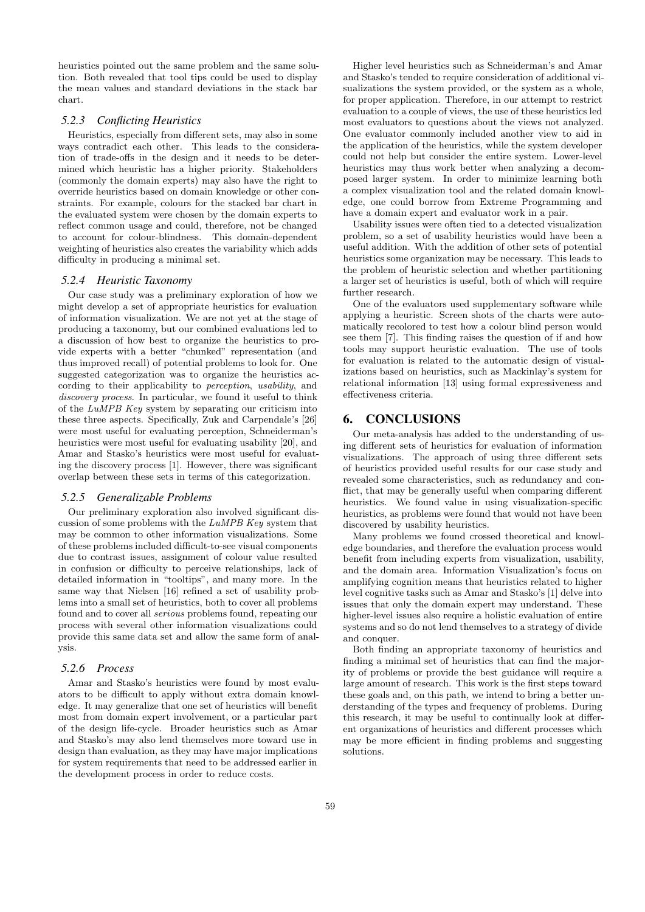heuristics pointed out the same problem and the same solution. Both revealed that tool tips could be used to display the mean values and standard deviations in the stack bar chart.

### *5.2.3 Conflicting Heuristics*

Heuristics, especially from different sets, may also in some ways contradict each other. This leads to the consideration of trade-offs in the design and it needs to be determined which heuristic has a higher priority. Stakeholders (commonly the domain experts) may also have the right to override heuristics based on domain knowledge or other constraints. For example, colours for the stacked bar chart in the evaluated system were chosen by the domain experts to reflect common usage and could, therefore, not be changed to account for colour-blindness. This domain-dependent weighting of heuristics also creates the variability which adds difficulty in producing a minimal set.

### *5.2.4 Heuristic Taxonomy*

Our case study was a preliminary exploration of how we might develop a set of appropriate heuristics for evaluation of information visualization. We are not yet at the stage of producing a taxonomy, but our combined evaluations led to a discussion of how best to organize the heuristics to provide experts with a better "chunked" representation (and thus improved recall) of potential problems to look for. One suggested categorization was to organize the heuristics according to their applicability to *perception*, *usability*, and *discovery process*. In particular, we found it useful to think of the *LuMPB Key* system by separating our criticism into these three aspects. Specifically, Zuk and Carpendale's [26] were most useful for evaluating perception, Schneiderman's heuristics were most useful for evaluating usability [20], and Amar and Stasko's heuristics were most useful for evaluating the discovery process [1]. However, there was significant overlap between these sets in terms of this categorization.

### *5.2.5 Generalizable Problems*

Our preliminary exploration also involved significant discussion of some problems with the *LuMPB Key* system that may be common to other information visualizations. Some of these problems included difficult-to-see visual components due to contrast issues, assignment of colour value resulted in confusion or difficulty to perceive relationships, lack of detailed information in "tooltips", and many more. In the same way that Nielsen [16] refined a set of usability problems into a small set of heuristics, both to cover all problems found and to cover all *serious* problems found, repeating our process with several other information visualizations could provide this same data set and allow the same form of analysis.

### *5.2.6 Process*

Amar and Stasko's heuristics were found by most evaluators to be difficult to apply without extra domain knowledge. It may generalize that one set of heuristics will benefit most from domain expert involvement, or a particular part of the design life-cycle. Broader heuristics such as Amar and Stasko's may also lend themselves more toward use in design than evaluation, as they may have major implications for system requirements that need to be addressed earlier in the development process in order to reduce costs.

Higher level heuristics such as Schneiderman's and Amar and Stasko's tended to require consideration of additional visualizations the system provided, or the system as a whole, for proper application. Therefore, in our attempt to restrict evaluation to a couple of views, the use of these heuristics led most evaluators to questions about the views not analyzed. One evaluator commonly included another view to aid in the application of the heuristics, while the system developer could not help but consider the entire system. Lower-level heuristics may thus work better when analyzing a decomposed larger system. In order to minimize learning both a complex visualization tool and the related domain knowledge, one could borrow from Extreme Programming and have a domain expert and evaluator work in a pair.

Usability issues were often tied to a detected visualization problem, so a set of usability heuristics would have been a useful addition. With the addition of other sets of potential heuristics some organization may be necessary. This leads to the problem of heuristic selection and whether partitioning a larger set of heuristics is useful, both of which will require further research.

One of the evaluators used supplementary software while applying a heuristic. Screen shots of the charts were automatically recolored to test how a colour blind person would see them [7]. This finding raises the question of if and how tools may support heuristic evaluation. The use of tools for evaluation is related to the automatic design of visualizations based on heuristics, such as Mackinlay's system for relational information [13] using formal expressiveness and effectiveness criteria.

## 6. CONCLUSIONS

Our meta-analysis has added to the understanding of using different sets of heuristics for evaluation of information visualizations. The approach of using three different sets of heuristics provided useful results for our case study and revealed some characteristics, such as redundancy and conflict, that may be generally useful when comparing different heuristics. We found value in using visualization-specific heuristics, as problems were found that would not have been discovered by usability heuristics.

Many problems we found crossed theoretical and knowledge boundaries, and therefore the evaluation process would benefit from including experts from visualization, usability, and the domain area. Information Visualization's focus on amplifying cognition means that heuristics related to higher level cognitive tasks such as Amar and Stasko's [1] delve into issues that only the domain expert may understand. These higher-level issues also require a holistic evaluation of entire systems and so do not lend themselves to a strategy of divide and conquer.

Both finding an appropriate taxonomy of heuristics and finding a minimal set of heuristics that can find the majority of problems or provide the best guidance will require a large amount of research. This work is the first steps toward these goals and, on this path, we intend to bring a better understanding of the types and frequency of problems. During this research, it may be useful to continually look at different organizations of heuristics and different processes which may be more efficient in finding problems and suggesting solutions.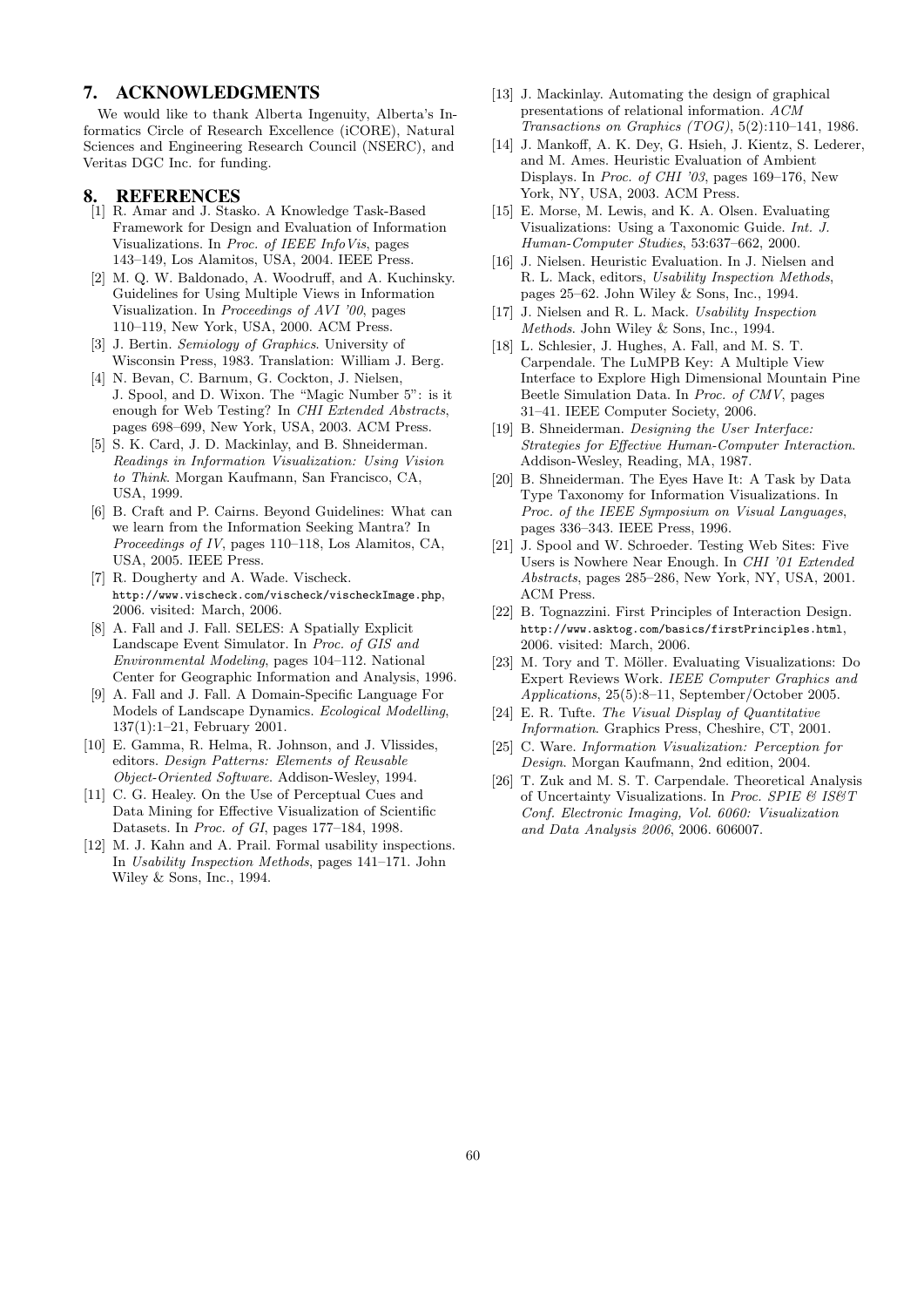## 7. ACKNOWLEDGMENTS

We would like to thank Alberta Ingenuity, Alberta's Informatics Circle of Research Excellence (iCORE), Natural Sciences and Engineering Research Council (NSERC), and Veritas DGC Inc. for funding.

## 8. REFERENCES

[1] R. Amar and J. Stasko. A Knowledge Task-Based Framework for Design and Evaluation of Information Visualizations. In *Proc. of IEEE InfoVis*, pages 143–149, Los Alamitos, USA, 2004. IEEE Press.

[2] M. Q. W. Baldonado, A. Woodruff, and A. Kuchinsky. Guidelines for Using Multiple Views in Information Visualization. In *Proceedings of AVI '00*, pages 110–119, New York, USA, 2000. ACM Press.

[3] J. Bertin. *Semiology of Graphics*. University of Wisconsin Press, 1983. Translation: William J. Berg.

[4] N. Bevan, C. Barnum, G. Cockton, J. Nielsen, J. Spool, and D. Wixon. The "Magic Number 5": is it enough for Web Testing? In *CHI Extended Abstracts*, pages 698–699, New York, USA, 2003. ACM Press.

[5] S. K. Card, J. D. Mackinlay, and B. Shneiderman. *Readings in Information Visualization: Using Vision to Think*. Morgan Kaufmann, San Francisco, CA, USA, 1999.

[6] B. Craft and P. Cairns. Beyond Guidelines: What can we learn from the Information Seeking Mantra? In *Proceedings of IV*, pages 110–118, Los Alamitos, CA, USA, 2005. IEEE Press.

[7] R. Dougherty and A. Wade. Vischeck. http://www.vischeck.com/vischeck/vischeckImage.php, 2006. visited: March, 2006.

[8] A. Fall and J. Fall. SELES: A Spatially Explicit Landscape Event Simulator. In *Proc. of GIS and Environmental Modeling*, pages 104–112. National Center for Geographic Information and Analysis, 1996.

[9] A. Fall and J. Fall. A Domain-Specific Language For Models of Landscape Dynamics. *Ecological Modelling*, 137(1):1–21, February 2001.

[10] E. Gamma, R. Helma, R. Johnson, and J. Vlissides, editors. *Design Patterns: Elements of Reusable Object-Oriented Software*. Addison-Wesley, 1994.

[11] C. G. Healey. On the Use of Perceptual Cues and Data Mining for Effective Visualization of Scientific Datasets. In *Proc. of GI*, pages 177–184, 1998.

[12] M. J. Kahn and A. Prail. Formal usability inspections. In *Usability Inspection Methods*, pages 141–171. John Wiley & Sons, Inc., 1994.

[13] J. Mackinlay. Automating the design of graphical presentations of relational information. *ACM Transactions on Graphics (TOG)*, 5(2):110–141, 1986.

[14] J. Mankoff, A. K. Dey, G. Hsieh, J. Kientz, S. Lederer, and M. Ames. Heuristic Evaluation of Ambient Displays. In *Proc. of CHI '03*, pages 169–176, New York, NY, USA, 2003. ACM Press.

[15] E. Morse, M. Lewis, and K. A. Olsen. Evaluating Visualizations: Using a Taxonomic Guide. *Int. J. Human-Computer Studies*, 53:637–662, 2000.

[16] J. Nielsen. Heuristic Evaluation. In J. Nielsen and R. L. Mack, editors, *Usability Inspection Methods*, pages 25–62. John Wiley & Sons, Inc., 1994.

[17] J. Nielsen and R. L. Mack. *Usability Inspection Methods*. John Wiley & Sons, Inc., 1994.

[18] L. Schlesier, J. Hughes, A. Fall, and M. S. T. Carpendale. The LuMPB Key: A Multiple View Interface to Explore High Dimensional Mountain Pine Beetle Simulation Data. In *Proc. of CMV*, pages 31–41. IEEE Computer Society, 2006.

[19] B. Shneiderman. *Designing the User Interface: Strategies for Effective Human-Computer Interaction*. Addison-Wesley, Reading, MA, 1987.

[20] B. Shneiderman. The Eyes Have It: A Task by Data Type Taxonomy for Information Visualizations. In *Proc. of the IEEE Symposium on Visual Languages*, pages 336–343. IEEE Press, 1996.

[21] J. Spool and W. Schroeder. Testing Web Sites: Five Users is Nowhere Near Enough. In *CHI '01 Extended Abstracts*, pages 285–286, New York, NY, USA, 2001. ACM Press.

[22] B. Tognazzini. First Principles of Interaction Design. http://www.asktog.com/basics/firstPrinciples.html, 2006. visited: March, 2006.

[23] M. Tory and T. Möller. Evaluating Visualizations: Do Expert Reviews Work. *IEEE Computer Graphics and Applications*, 25(5):8–11, September/October 2005.

[24] E. R. Tufte. *The Visual Display of Quantitative Information*. Graphics Press, Cheshire, CT, 2001.

[25] C. Ware. *Information Visualization: Perception for Design*. Morgan Kaufmann, 2nd edition, 2004.

[26] T. Zuk and M. S. T. Carpendale. Theoretical Analysis of Uncertainty Visualizations. In *Proc. SPIE & IS&T Conf. Electronic Imaging, Vol. 6060: Visualization and Data Analysis 2006*, 2006. 606007.